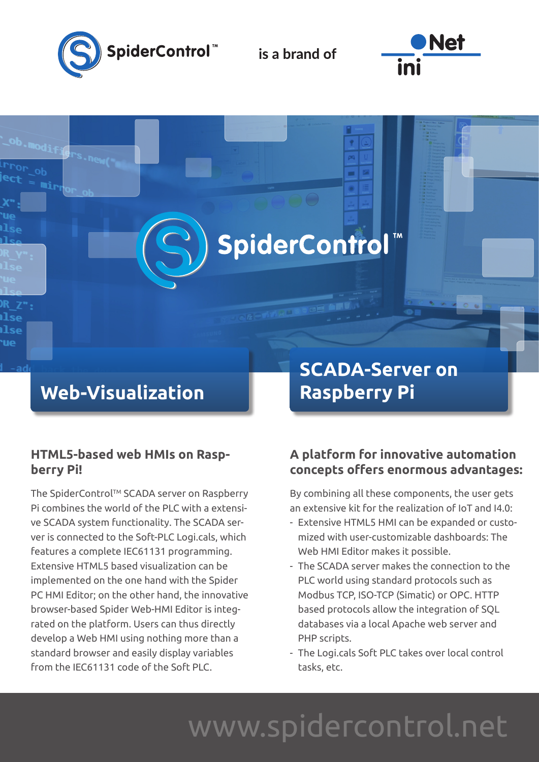SpiderControl™ is a brand of iniNet

# SpiderControl™

## Web-Visualization

## SCADA-Server on Raspberry Pi

### HTML5-based web HMIs on Raspberry Pi!

The SpiderControl™ SCADA server on Raspberry Pi combines the world of the PLC with a extensive SCADA system functionality. The SCADA server is connected to the Soft-PLC Logi.cals, which features a complete IEC61131 programming. Extensive HTML5 based visualization can be implemented on the one hand with the Spider PC HMI Editor; on the other hand, the innovative browser-based Spider Web-HMI Editor is integrated on the platform. Users can thus directly develop a Web HMI using nothing more than a standard browser and easily display variables from the IEC61131 code of the Soft PLC.

### A platform for innovative automation concepts offers enormous advantages:

By combining all these components, the user gets an extensive kit for the realization of IoT and I4.0:

- Extensive HTML5 HMI can be expanded or customized with user-customizable dashboards: The Web HMI Editor makes it possible.
- The SCADA server makes the connection to the PLC world using standard protocols such as Modbus TCP, ISO-TCP (Simatic) or OPC. HTTP based protocols allow the integration of SQL databases via a local Apache web server and PHP scripts.
- The Logi.cals Soft PLC takes over local control tasks, etc.

www.spidercontrol.net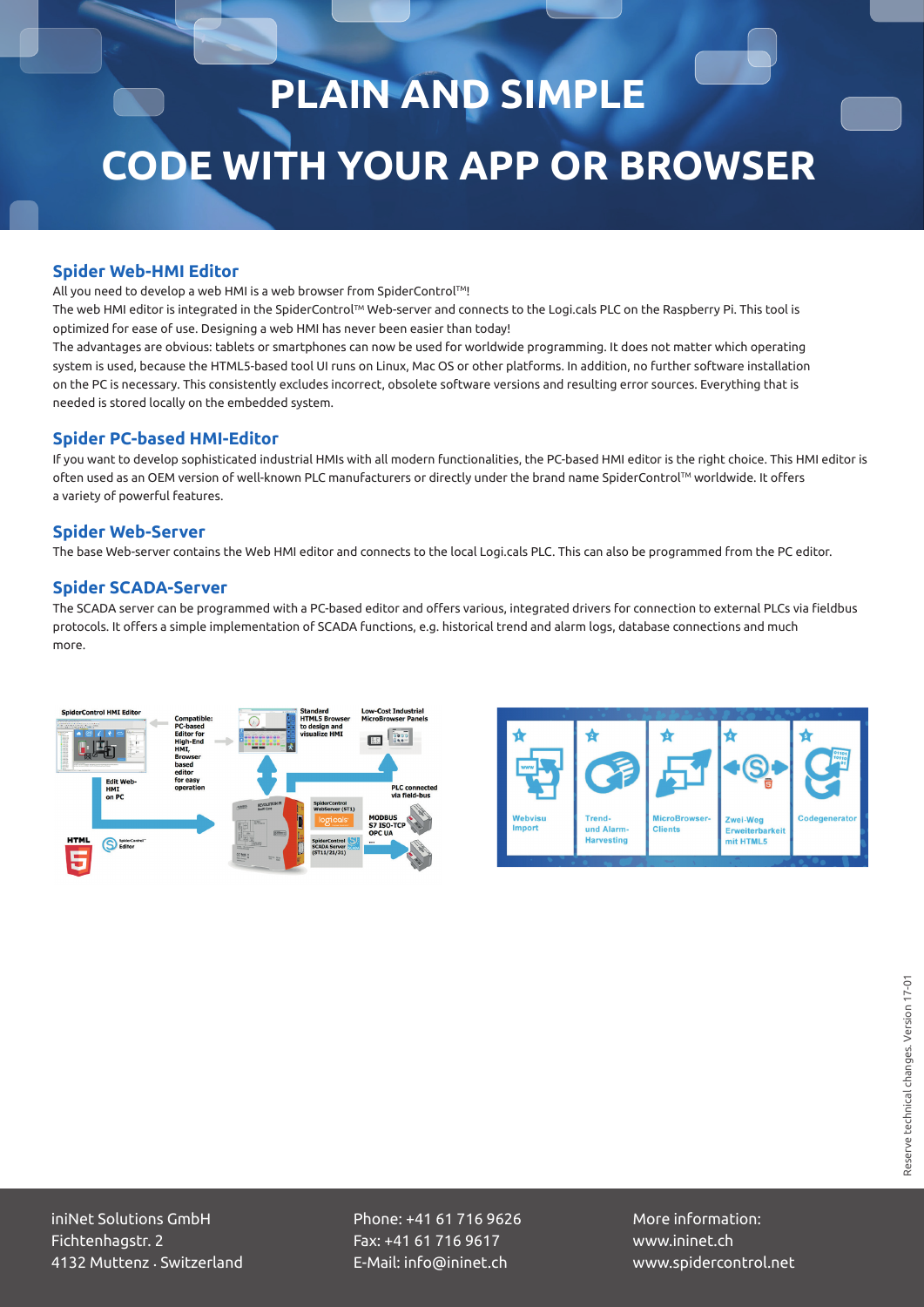# PLAIN AND SIMPLE

# CODE WITH YOUR APP OR BROWSER

## Spider Web-HMI Editor

All you need to develop a web HMI is a web browser from SpiderControl™!
The web HMI editor is integrated in the SpiderControl™ Web-server and connects to the Logi.cals PLC on the Raspberry Pi. This tool is optimized for ease of use. Designing a web HMI has never been easier than today!
The advantages are obvious: tablets or smartphones can now be used for worldwide programming. It does not matter which operating system is used, because the HTML5-based tool UI runs on Linux, Mac OS or other platforms. In addition, no further software installation on the PC is necessary. This consistently excludes incorrect, obsolete software versions and resulting error sources. Everything that is needed is stored locally on the embedded system.

## Spider PC-based HMI-Editor

If you want to develop sophisticated industrial HMIs with all modern functionalities, the PC-based HMI editor is the right choice. This HMI editor is often used as an OEM version of well-known PLC manufacturers or directly under the brand name SpiderControl™ worldwide. It offers a variety of powerful features.

## Spider Web-Server

The base Web-server contains the Web HMI editor and connects to the local Logi.cals PLC. This can also be programmed from the PC editor.

## Spider SCADA-Server

The SCADA server can be programmed with a PC-based editor and offers various, integrated drivers for connection to external PLCs via fieldbus protocols. It offers a simple implementation of SCADA functions, e.g. historical trend and alarm logs, database connections and much more.

Reserve technical changes. Version 17-01

iniNet Solutions GmbH
Fichtenhagstr. 2
4132 Muttenz · Switzerland

Phone: +41 61 716 9626
Fax: +41 61 716 9617
E-Mail: info@ininet.ch

More information:
www.ininet.ch
www.spidercontrol.net